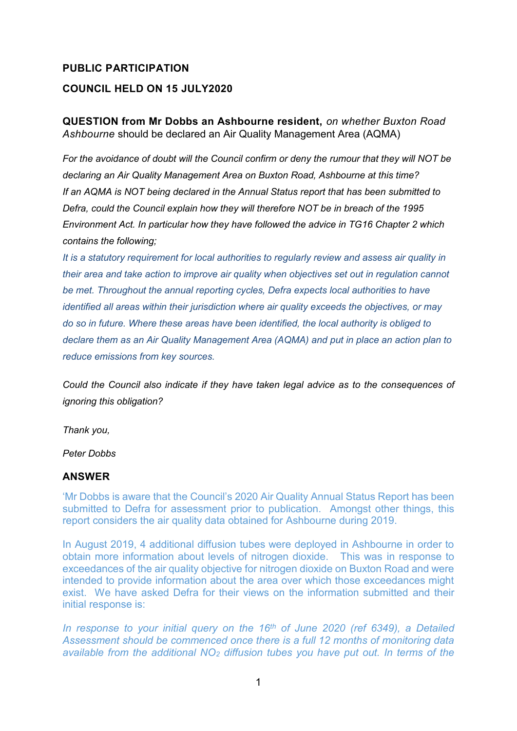**PUBLIC PARTICIPATION**

**COUNCIL HELD ON 15 JULY2020**

**QUESTION from Mr Dobbs an Ashbourne resident,** *on whether Buxton Road Ashbourne* should be declared an Air Quality Management Area (AQMA)

*For the avoidance of doubt will the Council confirm or deny the rumour that they will NOT be declaring an Air Quality Management Area on Buxton Road, Ashbourne at this time? If an AQMA is NOT being declared in the Annual Status report that has been submitted to Defra, could the Council explain how they will therefore NOT be in breach of the 1995 Environment Act. In particular how they have followed the advice in TG16 Chapter 2 which contains the following;*

*It is a statutory requirement for local authorities to regularly review and assess air quality in their area and take action to improve air quality when objectives set out in regulation cannot be met. Throughout the annual reporting cycles, Defra expects local authorities to have identified all areas within their jurisdiction where air quality exceeds the objectives, or may do so in future. Where these areas have been identified, the local authority is obliged to declare them as an Air Quality Management Area (AQMA) and put in place an action plan to reduce emissions from key sources.*

*Could the Council also indicate if they have taken legal advice as to the consequences of ignoring this obligation?*

*Thank you,*

*Peter Dobbs*

**ANSWER**

'Mr Dobbs is aware that the Council's 2020 Air Quality Annual Status Report has been submitted to Defra for assessment prior to publication. Amongst other things, this report considers the air quality data obtained for Ashbourne during 2019.

In August 2019, 4 additional diffusion tubes were deployed in Ashbourne in order to obtain more information about levels of nitrogen dioxide. This was in response to exceedances of the air quality objective for nitrogen dioxide on Buxton Road and were intended to provide information about the area over which those exceedances might exist. We have asked Defra for their views on the information submitted and their initial response is:

*In response to your initial query on the 16th of June 2020 (ref 6349), a Detailed Assessment should be commenced once there is a full 12 months of monitoring data available from the additional $NO_2$ diffusion tubes you have put out. In terms of the*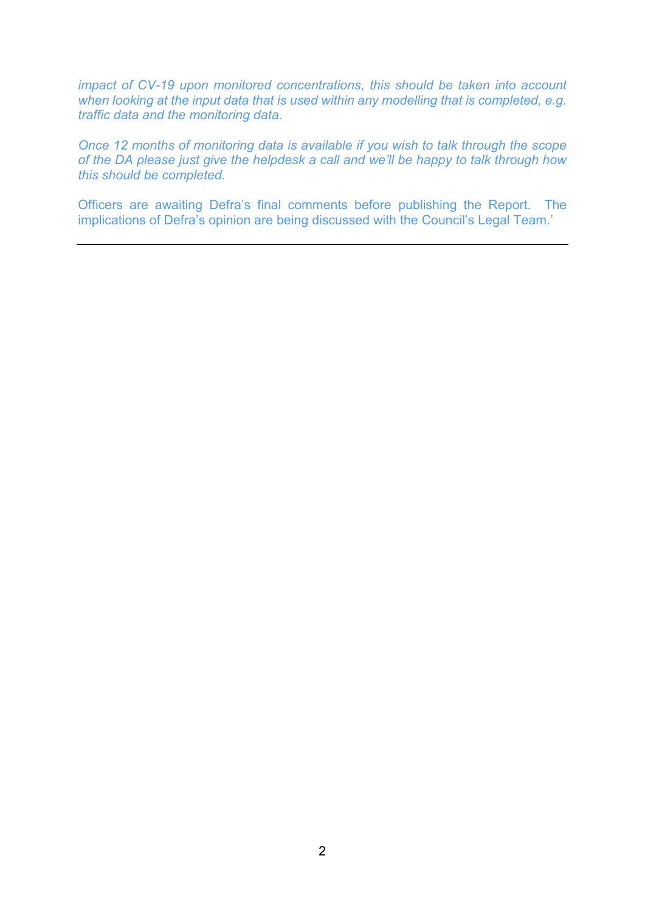*impact of CV-19 upon monitored concentrations, this should be taken into account when looking at the input data that is used within any modelling that is completed, e.g. traffic data and the monitoring data.*

*Once 12 months of monitoring data is available if you wish to talk through the scope of the DA please just give the helpdesk a call and we'll be happy to talk through how this should be completed.*

Officers are awaiting Defra's final comments before publishing the Report. The implications of Defra's opinion are being discussed with the Council's Legal Team.'

---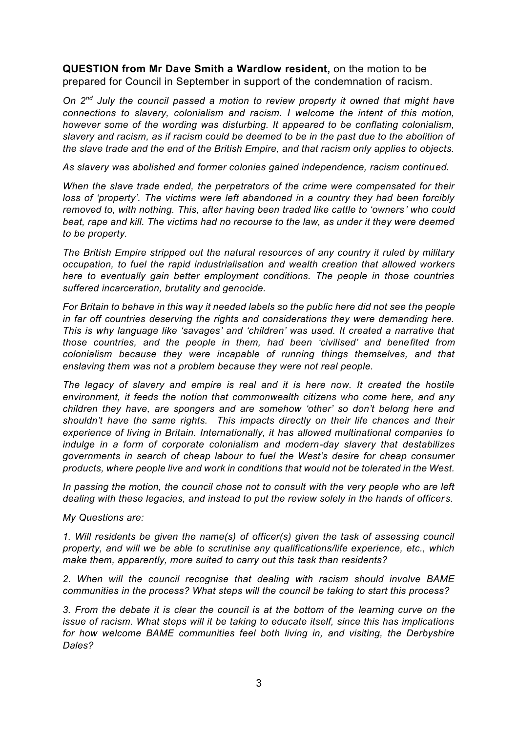**QUESTION from Mr Dave Smith a Wardlow resident,** on the motion to be prepared for Council in September in support of the condemnation of racism.

*On 2nd July the council passed a motion to review property it owned that might have connections to slavery, colonialism and racism. I welcome the intent of this motion, however some of the wording was disturbing. It appeared to be conflating colonialism, slavery and racism, as if racism could be deemed to be in the past due to the abolition of the slave trade and the end of the British Empire, and that racism only applies to objects.*

*As slavery was abolished and former colonies gained independence, racism continued.*

*When the slave trade ended, the perpetrators of the crime were compensated for their loss of 'property'. The victims were left abandoned in a country they had been forcibly removed to, with nothing. This, after having been traded like cattle to 'owners' who could beat, rape and kill. The victims had no recourse to the law, as under it they were deemed to be property.*

*The British Empire stripped out the natural resources of any country it ruled by military occupation, to fuel the rapid industrialisation and wealth creation that allowed workers here to eventually gain better employment conditions. The people in those countries suffered incarceration, brutality and genocide.*

*For Britain to behave in this way it needed labels so the public here did not see the people in far off countries deserving the rights and considerations they were demanding here. This is why language like 'savages' and 'children' was used. It created a narrative that those countries, and the people in them, had been 'civilised' and benefited from colonialism because they were incapable of running things themselves, and that enslaving them was not a problem because they were not real people.*

*The legacy of slavery and empire is real and it is here now. It created the hostile environment, it feeds the notion that commonwealth citizens who come here, and any children they have, are spongers and are somehow 'other' so don't belong here and shouldn't have the same rights. This impacts directly on their life chances and their experience of living in Britain. Internationally, it has allowed multinational companies to indulge in a form of corporate colonialism and modern-day slavery that destabilizes governments in search of cheap labour to fuel the West's desire for cheap consumer products, where people live and work in conditions that would not be tolerated in the West.*

*In passing the motion, the council chose not to consult with the very people who are left dealing with these legacies, and instead to put the review solely in the hands of officers.*

*My Questions are:*

*1. Will residents be given the name(s) of officer(s) given the task of assessing council property, and will we be able to scrutinise any qualifications/life experience, etc., which make them, apparently, more suited to carry out this task than residents?*

*2. When will the council recognise that dealing with racism should involve BAME communities in the process? What steps will the council be taking to start this process?*

*3. From the debate it is clear the council is at the bottom of the learning curve on the issue of racism. What steps will it be taking to educate itself, since this has implications for how welcome BAME communities feel both living in, and visiting, the Derbyshire Dales?*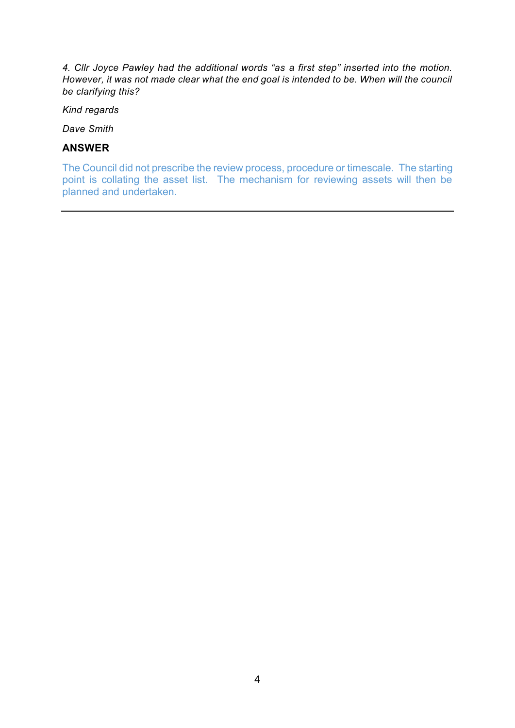*4. Cllr Joyce Pawley had the additional words "as a first step" inserted into the motion. However, it was not made clear what the end goal is intended to be. When will the council be clarifying this?*

*Kind regards*

*Dave Smith*

**ANSWER**

The Council did not prescribe the review process, procedure or timescale. The starting point is collating the asset list. The mechanism for reviewing assets will then be planned and undertaken.

---